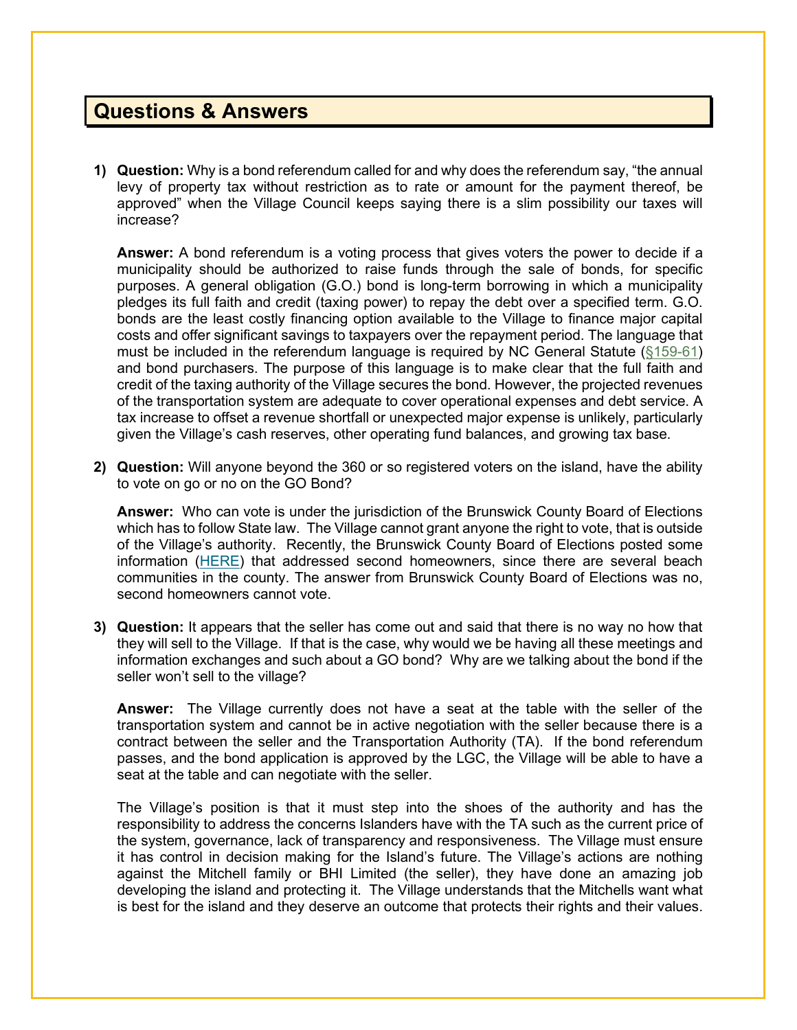# Questions & Answers

1) **Question:** Why is a bond referendum called for and why does the referendum say, "the annual levy of property tax without restriction as to rate or amount for the payment thereof, be approved" when the Village Council keeps saying there is a slim possibility our taxes will increase?

   **Answer:** A bond referendum is a voting process that gives voters the power to decide if a municipality should be authorized to raise funds through the sale of bonds, for specific purposes. A general obligation (G.O.) bond is long-term borrowing in which a municipality pledges its full faith and credit (taxing power) to repay the debt over a specified term. G.O. bonds are the least costly financing option available to the Village to finance major capital costs and offer significant savings to taxpayers over the repayment period. The language that must be included in the referendum language is required by NC General Statute (§159-61) and bond purchasers. The purpose of this language is to make clear that the full faith and credit of the taxing authority of the Village secures the bond. However, the projected revenues of the transportation system are adequate to cover operational expenses and debt service. A tax increase to offset a revenue shortfall or unexpected major expense is unlikely, particularly given the Village's cash reserves, other operating fund balances, and growing tax base.

2) **Question:** Will anyone beyond the 360 or so registered voters on the island, have the ability to vote on go or no on the GO Bond?

   **Answer:** Who can vote is under the jurisdiction of the Brunswick County Board of Elections which has to follow State law. The Village cannot grant anyone the right to vote, that is outside of the Village's authority. Recently, the Brunswick County Board of Elections posted some information (HERE) that addressed second homeowners, since there are several beach communities in the county. The answer from Brunswick County Board of Elections was no, second homeowners cannot vote.

3) **Question:** It appears that the seller has come out and said that there is no way no how that they will sell to the Village. If that is the case, why would we be having all these meetings and information exchanges and such about a GO bond? Why are we talking about the bond if the seller won't sell to the village?

   **Answer:** The Village currently does not have a seat at the table with the seller of the transportation system and cannot be in active negotiation with the seller because there is a contract between the seller and the Transportation Authority (TA). If the bond referendum passes, and the bond application is approved by the LGC, the Village will be able to have a seat at the table and can negotiate with the seller.

   The Village's position is that it must step into the shoes of the authority and has the responsibility to address the concerns Islanders have with the TA such as the current price of the system, governance, lack of transparency and responsiveness. The Village must ensure it has control in decision making for the Island's future. The Village's actions are nothing against the Mitchell family or BHI Limited (the seller), they have done an amazing job developing the island and protecting it. The Village understands that the Mitchells want what is best for the island and they deserve an outcome that protects their rights and their values.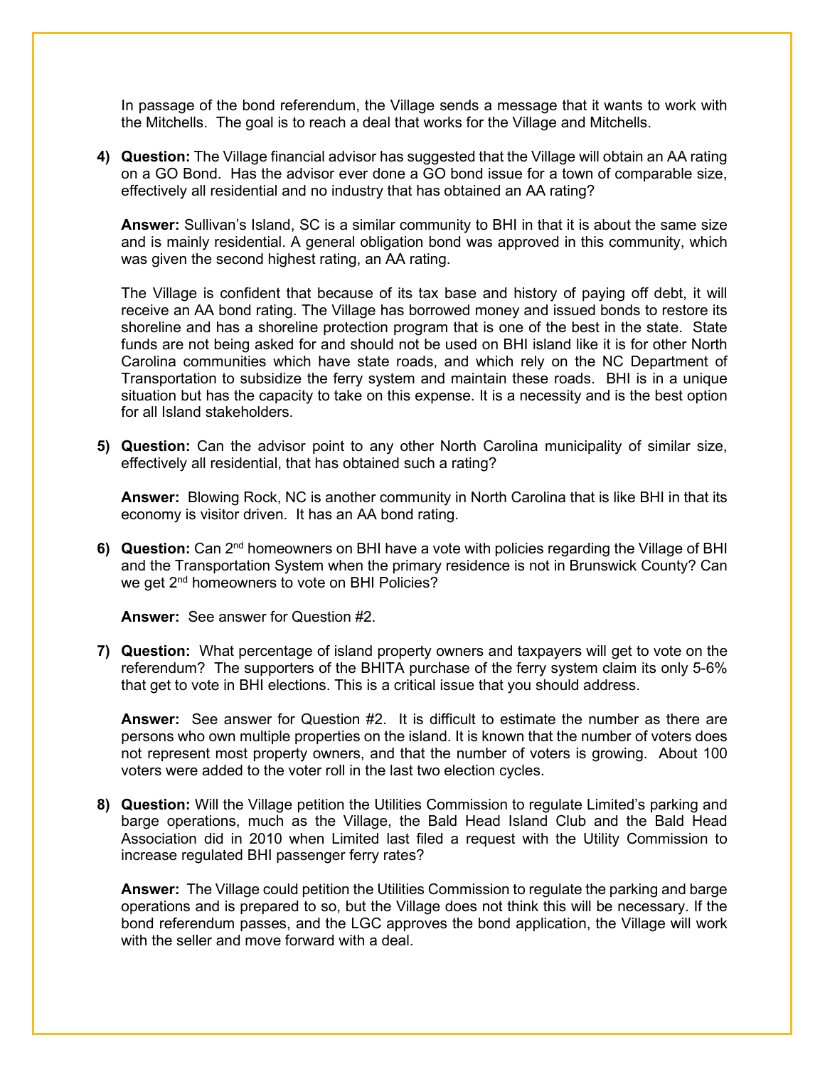In passage of the bond referendum, the Village sends a message that it wants to work with the Mitchells. The goal is to reach a deal that works for the Village and Mitchells.

4) **Question:** The Village financial advisor has suggested that the Village will obtain an AA rating on a GO Bond. Has the advisor ever done a GO bond issue for a town of comparable size, effectively all residential and no industry that has obtained an AA rating?

   **Answer:** Sullivan's Island, SC is a similar community to BHI in that it is about the same size and is mainly residential. A general obligation bond was approved in this community, which was given the second highest rating, an AA rating.

   The Village is confident that because of its tax base and history of paying off debt, it will receive an AA bond rating. The Village has borrowed money and issued bonds to restore its shoreline and has a shoreline protection program that is one of the best in the state. State funds are not being asked for and should not be used on BHI island like it is for other North Carolina communities which have state roads, and which rely on the NC Department of Transportation to subsidize the ferry system and maintain these roads. BHI is in a unique situation but has the capacity to take on this expense. It is a necessity and is the best option for all Island stakeholders.

5) **Question:** Can the advisor point to any other North Carolina municipality of similar size, effectively all residential, that has obtained such a rating?

   **Answer:** Blowing Rock, NC is another community in North Carolina that is like BHI in that its economy is visitor driven. It has an AA bond rating.

6) **Question:** Can 2nd homeowners on BHI have a vote with policies regarding the Village of BHI and the Transportation System when the primary residence is not in Brunswick County? Can we get 2nd homeowners to vote on BHI Policies?

   **Answer:** See answer for Question #2.

7) **Question:** What percentage of island property owners and taxpayers will get to vote on the referendum? The supporters of the BHITA purchase of the ferry system claim its only 5-6% that get to vote in BHI elections. This is a critical issue that you should address.

   **Answer:** See answer for Question #2. It is difficult to estimate the number as there are persons who own multiple properties on the island. It is known that the number of voters does not represent most property owners, and that the number of voters is growing. About 100 voters were added to the voter roll in the last two election cycles.

8) **Question:** Will the Village petition the Utilities Commission to regulate Limited's parking and barge operations, much as the Village, the Bald Head Island Club and the Bald Head Association did in 2010 when Limited last filed a request with the Utility Commission to increase regulated BHI passenger ferry rates?

   **Answer:** The Village could petition the Utilities Commission to regulate the parking and barge operations and is prepared to so, but the Village does not think this will be necessary. If the bond referendum passes, and the LGC approves the bond application, the Village will work with the seller and move forward with a deal.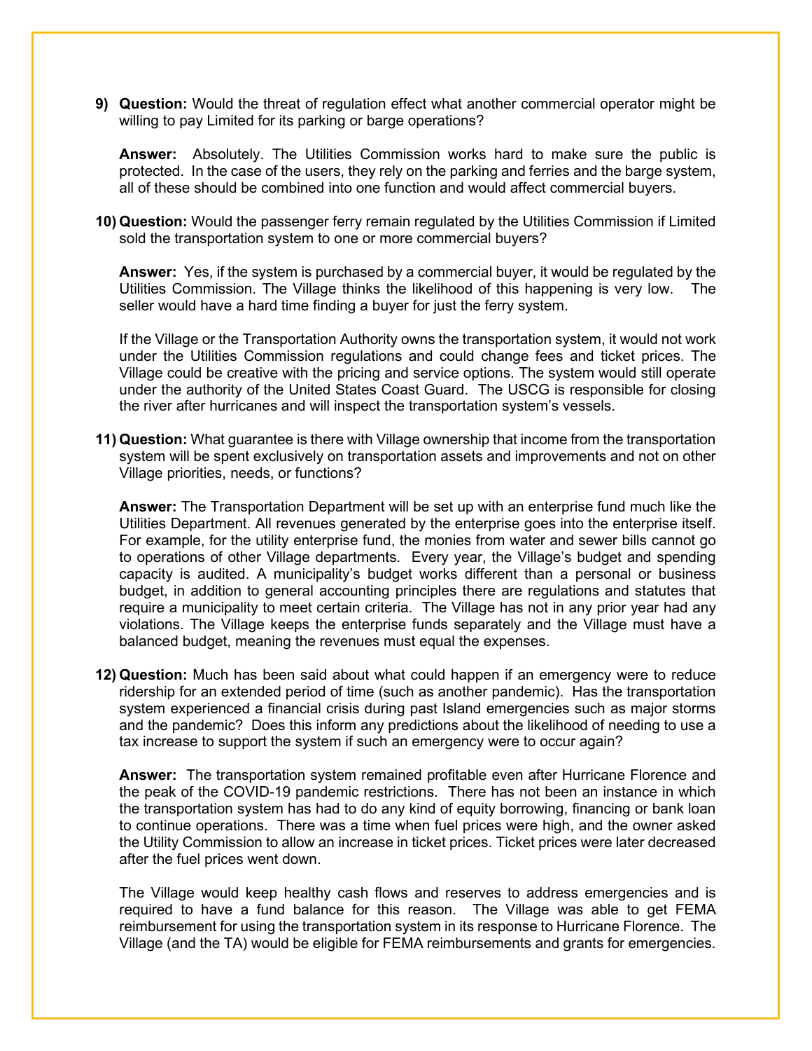9) **Question:** Would the threat of regulation effect what another commercial operator might be willing to pay Limited for its parking or barge operations?

   **Answer:** Absolutely. The Utilities Commission works hard to make sure the public is protected. In the case of the users, they rely on the parking and ferries and the barge system, all of these should be combined into one function and would affect commercial buyers.

10) **Question:** Would the passenger ferry remain regulated by the Utilities Commission if Limited sold the transportation system to one or more commercial buyers?

    **Answer:** Yes, if the system is purchased by a commercial buyer, it would be regulated by the Utilities Commission. The Village thinks the likelihood of this happening is very low. The seller would have a hard time finding a buyer for just the ferry system.

    If the Village or the Transportation Authority owns the transportation system, it would not work under the Utilities Commission regulations and could change fees and ticket prices. The Village could be creative with the pricing and service options. The system would still operate under the authority of the United States Coast Guard. The USCG is responsible for closing the river after hurricanes and will inspect the transportation system's vessels.

11) **Question:** What guarantee is there with Village ownership that income from the transportation system will be spent exclusively on transportation assets and improvements and not on other Village priorities, needs, or functions?

    **Answer:** The Transportation Department will be set up with an enterprise fund much like the Utilities Department. All revenues generated by the enterprise goes into the enterprise itself. For example, for the utility enterprise fund, the monies from water and sewer bills cannot go to operations of other Village departments. Every year, the Village's budget and spending capacity is audited. A municipality's budget works different than a personal or business budget, in addition to general accounting principles there are regulations and statutes that require a municipality to meet certain criteria. The Village has not in any prior year had any violations. The Village keeps the enterprise funds separately and the Village must have a balanced budget, meaning the revenues must equal the expenses.

12) **Question:** Much has been said about what could happen if an emergency were to reduce ridership for an extended period of time (such as another pandemic). Has the transportation system experienced a financial crisis during past Island emergencies such as major storms and the pandemic? Does this inform any predictions about the likelihood of needing to use a tax increase to support the system if such an emergency were to occur again?

    **Answer:** The transportation system remained profitable even after Hurricane Florence and the peak of the COVID-19 pandemic restrictions. There has not been an instance in which the transportation system has had to do any kind of equity borrowing, financing or bank loan to continue operations. There was a time when fuel prices were high, and the owner asked the Utility Commission to allow an increase in ticket prices. Ticket prices were later decreased after the fuel prices went down.

    The Village would keep healthy cash flows and reserves to address emergencies and is required to have a fund balance for this reason. The Village was able to get FEMA reimbursement for using the transportation system in its response to Hurricane Florence. The Village (and the TA) would be eligible for FEMA reimbursements and grants for emergencies.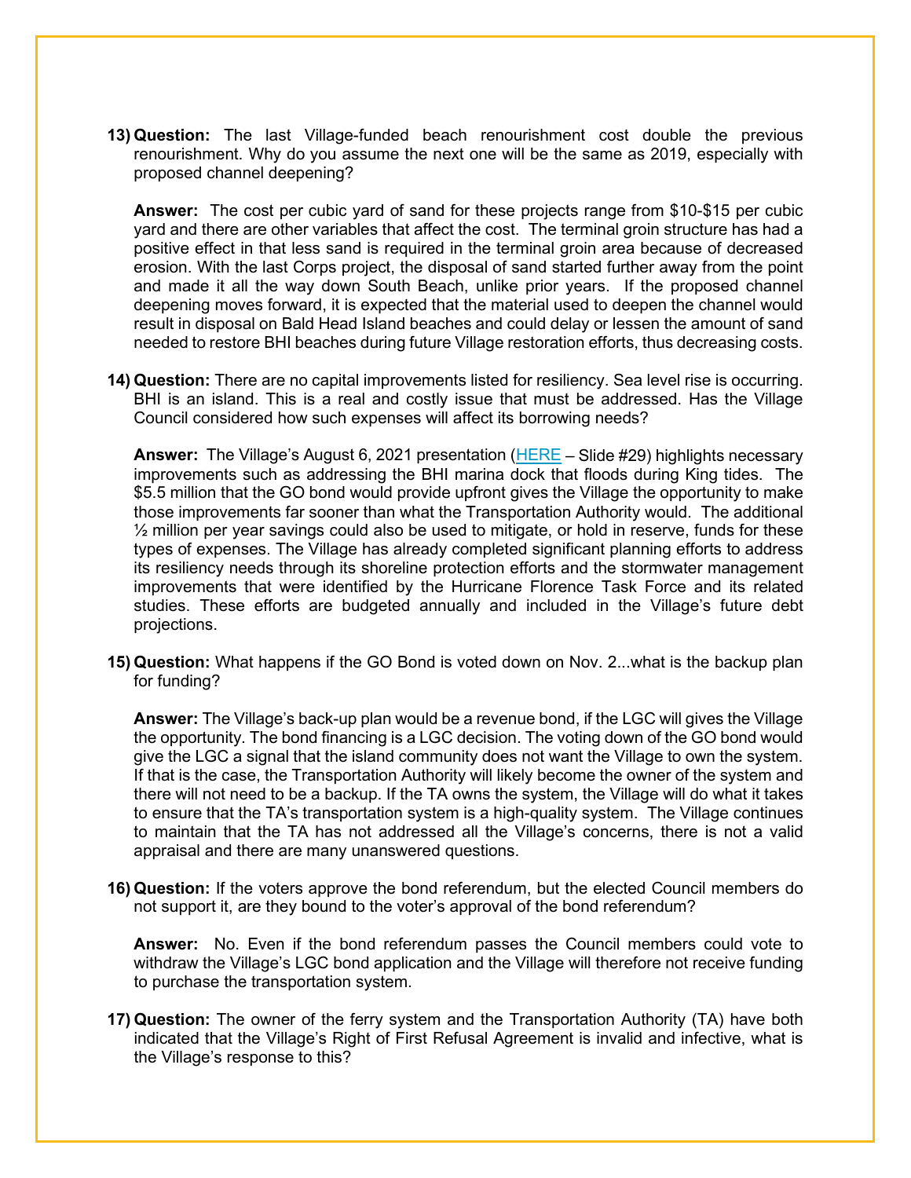13) **Question:** The last Village-funded beach renourishment cost double the previous renourishment. Why do you assume the next one will be the same as 2019, especially with proposed channel deepening?

    **Answer:** The cost per cubic yard of sand for these projects range from $10-$15 per cubic yard and there are other variables that affect the cost. The terminal groin structure has had a positive effect in that less sand is required in the terminal groin area because of decreased erosion. With the last Corps project, the disposal of sand started further away from the point and made it all the way down South Beach, unlike prior years. If the proposed channel deepening moves forward, it is expected that the material used to deepen the channel would result in disposal on Bald Head Island beaches and could delay or lessen the amount of sand needed to restore BHI beaches during future Village restoration efforts, thus decreasing costs.

14) **Question:** There are no capital improvements listed for resiliency. Sea level rise is occurring. BHI is an island. This is a real and costly issue that must be addressed. Has the Village Council considered how such expenses will affect its borrowing needs?

    **Answer:** The Village's August 6, 2021 presentation (HERE – Slide #29) highlights necessary improvements such as addressing the BHI marina dock that floods during King tides. The $5.5 million that the GO bond would provide upfront gives the Village the opportunity to make those improvements far sooner than what the Transportation Authority would. The additional ½ million per year savings could also be used to mitigate, or hold in reserve, funds for these types of expenses. The Village has already completed significant planning efforts to address its resiliency needs through its shoreline protection efforts and the stormwater management improvements that were identified by the Hurricane Florence Task Force and its related studies. These efforts are budgeted annually and included in the Village's future debt projections.

15) **Question:** What happens if the GO Bond is voted down on Nov. 2...what is the backup plan for funding?

    **Answer:** The Village's back-up plan would be a revenue bond, if the LGC will gives the Village the opportunity. The bond financing is a LGC decision. The voting down of the GO bond would give the LGC a signal that the island community does not want the Village to own the system. If that is the case, the Transportation Authority will likely become the owner of the system and there will not need to be a backup. If the TA owns the system, the Village will do what it takes to ensure that the TA's transportation system is a high-quality system. The Village continues to maintain that the TA has not addressed all the Village's concerns, there is not a valid appraisal and there are many unanswered questions.

16) **Question:** If the voters approve the bond referendum, but the elected Council members do not support it, are they bound to the voter's approval of the bond referendum?

    **Answer:** No. Even if the bond referendum passes the Council members could vote to withdraw the Village's LGC bond application and the Village will therefore not receive funding to purchase the transportation system.

17) **Question:** The owner of the ferry system and the Transportation Authority (TA) have both indicated that the Village's Right of First Refusal Agreement is invalid and infective, what is the Village's response to this?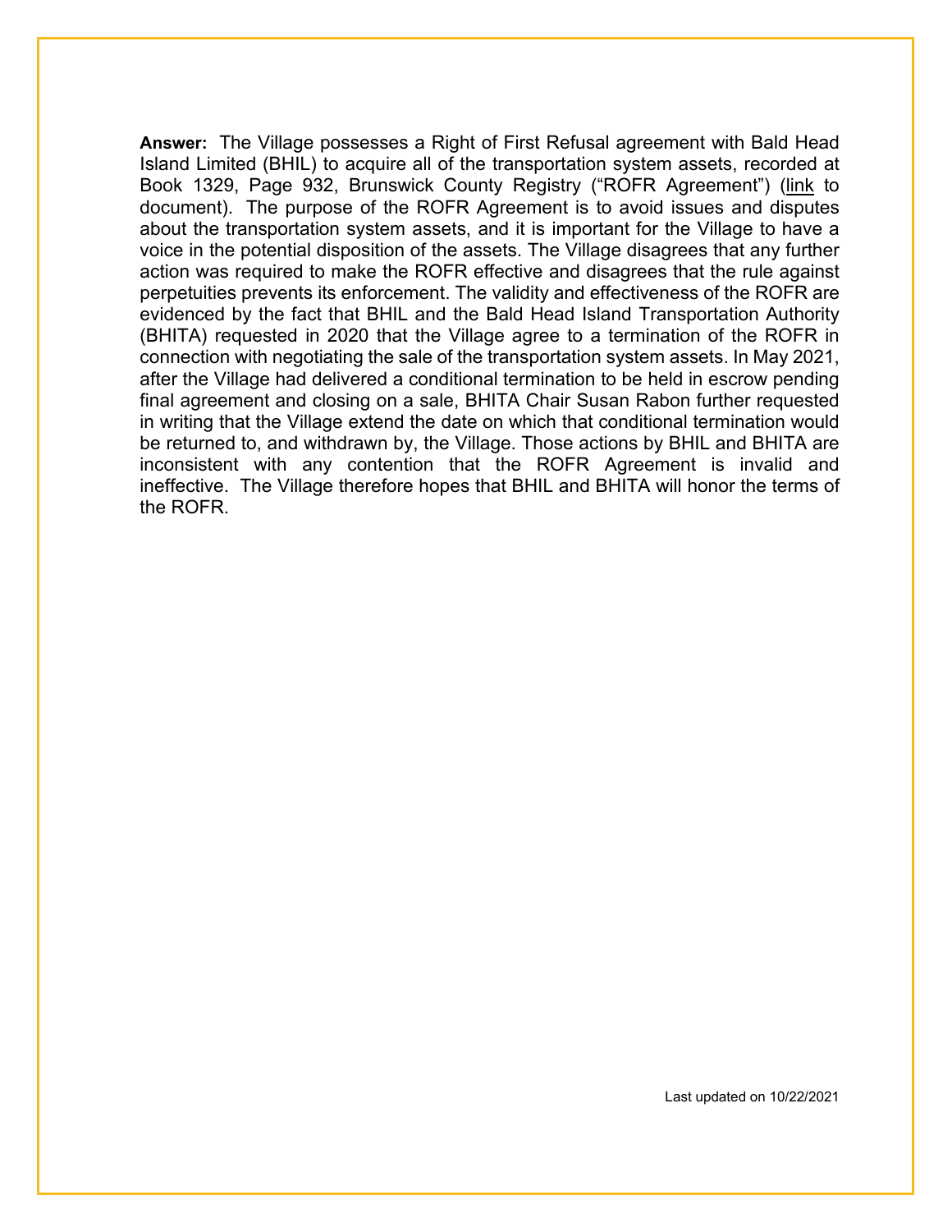**Answer:** The Village possesses a Right of First Refusal agreement with Bald Head Island Limited (BHIL) to acquire all of the transportation system assets, recorded at Book 1329, Page 932, Brunswick County Registry ("ROFR Agreement") (link to document). The purpose of the ROFR Agreement is to avoid issues and disputes about the transportation system assets, and it is important for the Village to have a voice in the potential disposition of the assets. The Village disagrees that any further action was required to make the ROFR effective and disagrees that the rule against perpetuities prevents its enforcement. The validity and effectiveness of the ROFR are evidenced by the fact that BHIL and the Bald Head Island Transportation Authority (BHITA) requested in 2020 that the Village agree to a termination of the ROFR in connection with negotiating the sale of the transportation system assets. In May 2021, after the Village had delivered a conditional termination to be held in escrow pending final agreement and closing on a sale, BHITA Chair Susan Rabon further requested in writing that the Village extend the date on which that conditional termination would be returned to, and withdrawn by, the Village. Those actions by BHIL and BHITA are inconsistent with any contention that the ROFR Agreement is invalid and ineffective. The Village therefore hopes that BHIL and BHITA will honor the terms of the ROFR.

Last updated on 10/22/2021